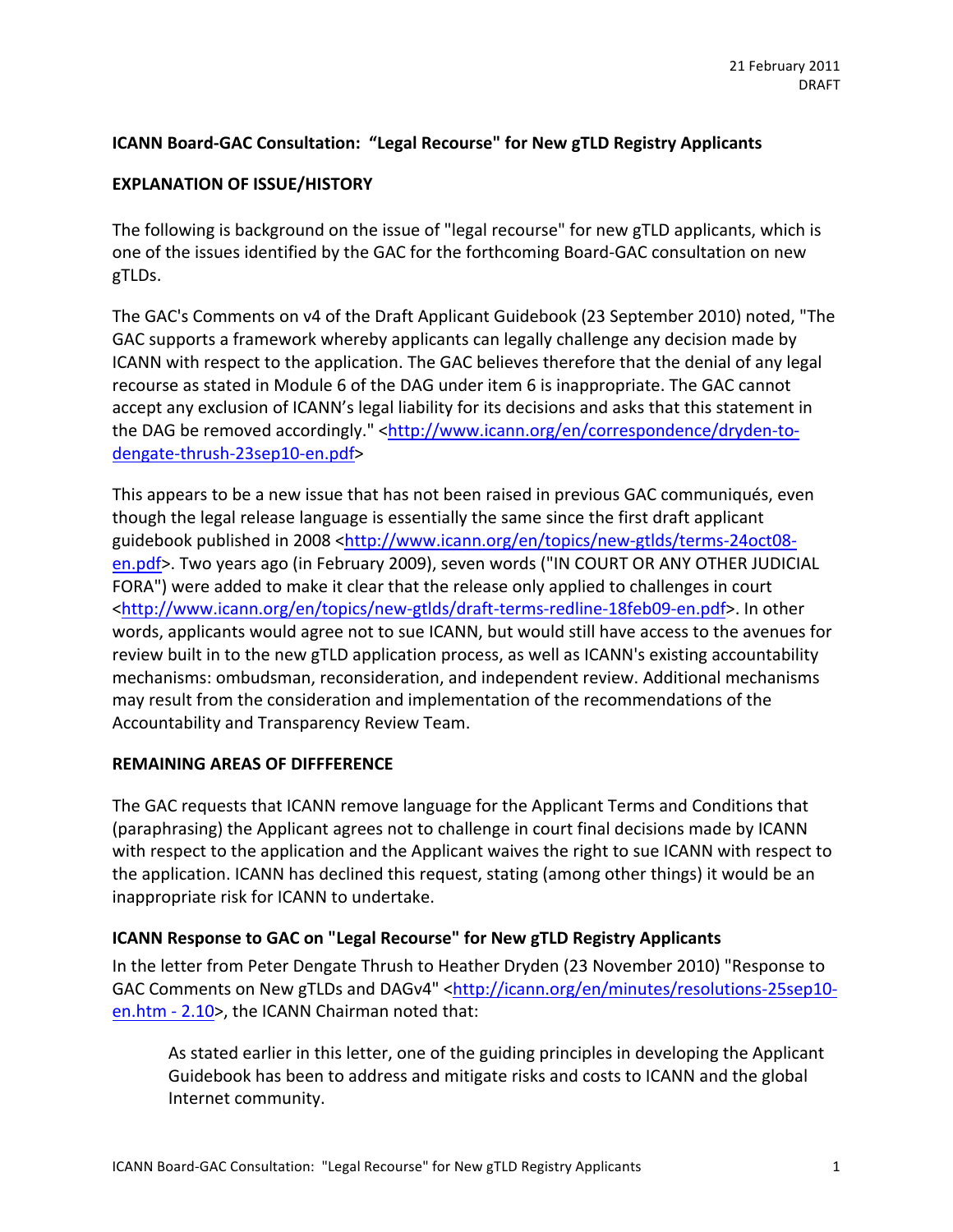21 February 2011
DRAFT

## ICANN Board-GAC Consultation: "Legal Recourse" for New gTLD Registry Applicants

### EXPLANATION OF ISSUE/HISTORY

The following is background on the issue of "legal recourse" for new gTLD applicants, which is one of the issues identified by the GAC for the forthcoming Board-GAC consultation on new gTLDs.

The GAC's Comments on v4 of the Draft Applicant Guidebook (23 September 2010) noted, "The GAC supports a framework whereby applicants can legally challenge any decision made by ICANN with respect to the application. The GAC believes therefore that the denial of any legal recourse as stated in Module 6 of the DAG under item 6 is inappropriate. The GAC cannot accept any exclusion of ICANN's legal liability for its decisions and asks that this statement in the DAG be removed accordingly." <http://www.icann.org/en/correspondence/dryden-to-dengate-thrush-23sep10-en.pdf>

This appears to be a new issue that has not been raised in previous GAC communiqués, even though the legal release language is essentially the same since the first draft applicant guidebook published in 2008 <http://www.icann.org/en/topics/new-gtlds/terms-24oct08-en.pdf>. Two years ago (in February 2009), seven words ("IN COURT OR ANY OTHER JUDICIAL FORA") were added to make it clear that the release only applied to challenges in court <http://www.icann.org/en/topics/new-gtlds/draft-terms-redline-18feb09-en.pdf>. In other words, applicants would agree not to sue ICANN, but would still have access to the avenues for review built in to the new gTLD application process, as well as ICANN's existing accountability mechanisms: ombudsman, reconsideration, and independent review. Additional mechanisms may result from the consideration and implementation of the recommendations of the Accountability and Transparency Review Team.

### REMAINING AREAS OF DIFFFERENCE

The GAC requests that ICANN remove language for the Applicant Terms and Conditions that (paraphrasing) the Applicant agrees not to challenge in court final decisions made by ICANN with respect to the application and the Applicant waives the right to sue ICANN with respect to the application. ICANN has declined this request, stating (among other things) it would be an inappropriate risk for ICANN to undertake.

### ICANN Response to GAC on "Legal Recourse" for New gTLD Registry Applicants

In the letter from Peter Dengate Thrush to Heather Dryden (23 November 2010) "Response to GAC Comments on New gTLDs and DAGv4" <http://icann.org/en/minutes/resolutions-25sep10-en.htm - 2.10>, the ICANN Chairman noted that:

> As stated earlier in this letter, one of the guiding principles in developing the Applicant Guidebook has been to address and mitigate risks and costs to ICANN and the global Internet community.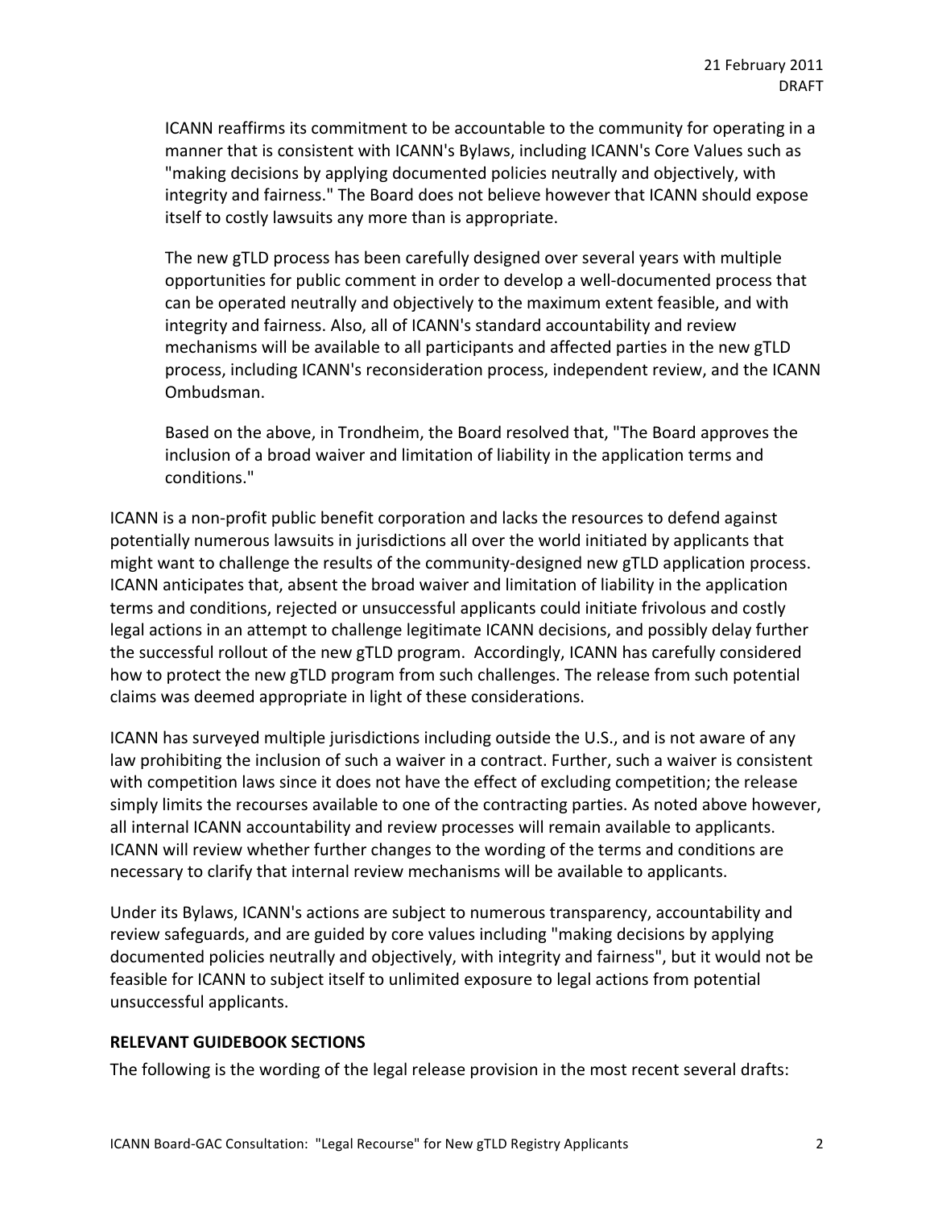> ICANN reaffirms its commitment to be accountable to the community for operating in a manner that is consistent with ICANN's Bylaws, including ICANN's Core Values such as "making decisions by applying documented policies neutrally and objectively, with integrity and fairness." The Board does not believe however that ICANN should expose itself to costly lawsuits any more than is appropriate.
>
> The new gTLD process has been carefully designed over several years with multiple opportunities for public comment in order to develop a well-documented process that can be operated neutrally and objectively to the maximum extent feasible, and with integrity and fairness. Also, all of ICANN's standard accountability and review mechanisms will be available to all participants and affected parties in the new gTLD process, including ICANN's reconsideration process, independent review, and the ICANN Ombudsman.
>
> Based on the above, in Trondheim, the Board resolved that, "The Board approves the inclusion of a broad waiver and limitation of liability in the application terms and conditions."

ICANN is a non-profit public benefit corporation and lacks the resources to defend against potentially numerous lawsuits in jurisdictions all over the world initiated by applicants that might want to challenge the results of the community-designed new gTLD application process. ICANN anticipates that, absent the broad waiver and limitation of liability in the application terms and conditions, rejected or unsuccessful applicants could initiate frivolous and costly legal actions in an attempt to challenge legitimate ICANN decisions, and possibly delay further the successful rollout of the new gTLD program. Accordingly, ICANN has carefully considered how to protect the new gTLD program from such challenges. The release from such potential claims was deemed appropriate in light of these considerations.

ICANN has surveyed multiple jurisdictions including outside the U.S., and is not aware of any law prohibiting the inclusion of such a waiver in a contract. Further, such a waiver is consistent with competition laws since it does not have the effect of excluding competition; the release simply limits the recourses available to one of the contracting parties. As noted above however, all internal ICANN accountability and review processes will remain available to applicants. ICANN will review whether further changes to the wording of the terms and conditions are necessary to clarify that internal review mechanisms will be available to applicants.

Under its Bylaws, ICANN's actions are subject to numerous transparency, accountability and review safeguards, and are guided by core values including "making decisions by applying documented policies neutrally and objectively, with integrity and fairness", but it would not be feasible for ICANN to subject itself to unlimited exposure to legal actions from potential unsuccessful applicants.

**RELEVANT GUIDEBOOK SECTIONS**

The following is the wording of the legal release provision in the most recent several drafts: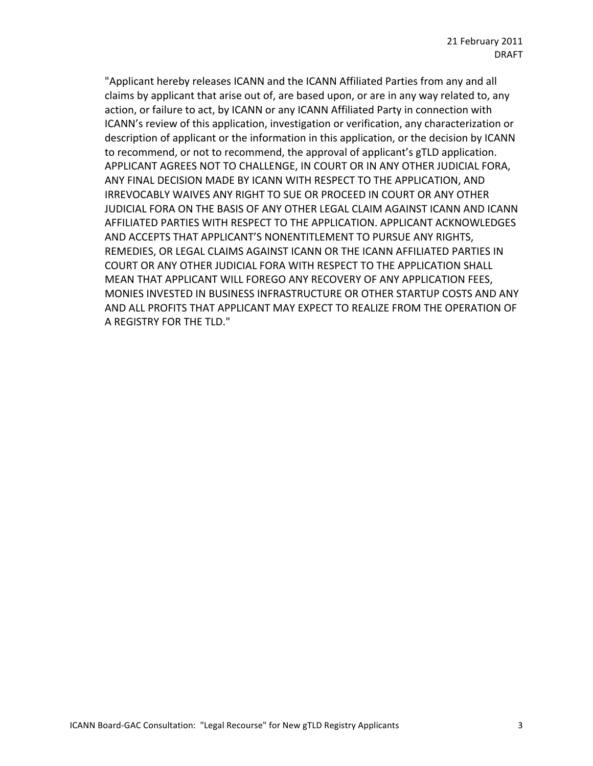"Applicant hereby releases ICANN and the ICANN Affiliated Parties from any and all claims by applicant that arise out of, are based upon, or are in any way related to, any action, or failure to act, by ICANN or any ICANN Affiliated Party in connection with ICANN's review of this application, investigation or verification, any characterization or description of applicant or the information in this application, or the decision by ICANN to recommend, or not to recommend, the approval of applicant's gTLD application. APPLICANT AGREES NOT TO CHALLENGE, IN COURT OR IN ANY OTHER JUDICIAL FORA, ANY FINAL DECISION MADE BY ICANN WITH RESPECT TO THE APPLICATION, AND IRREVOCABLY WAIVES ANY RIGHT TO SUE OR PROCEED IN COURT OR ANY OTHER JUDICIAL FORA ON THE BASIS OF ANY OTHER LEGAL CLAIM AGAINST ICANN AND ICANN AFFILIATED PARTIES WITH RESPECT TO THE APPLICATION. APPLICANT ACKNOWLEDGES AND ACCEPTS THAT APPLICANT'S NONENTITLEMENT TO PURSUE ANY RIGHTS, REMEDIES, OR LEGAL CLAIMS AGAINST ICANN OR THE ICANN AFFILIATED PARTIES IN COURT OR ANY OTHER JUDICIAL FORA WITH RESPECT TO THE APPLICATION SHALL MEAN THAT APPLICANT WILL FOREGO ANY RECOVERY OF ANY APPLICATION FEES, MONIES INVESTED IN BUSINESS INFRASTRUCTURE OR OTHER STARTUP COSTS AND ANY AND ALL PROFITS THAT APPLICANT MAY EXPECT TO REALIZE FROM THE OPERATION OF A REGISTRY FOR THE TLD."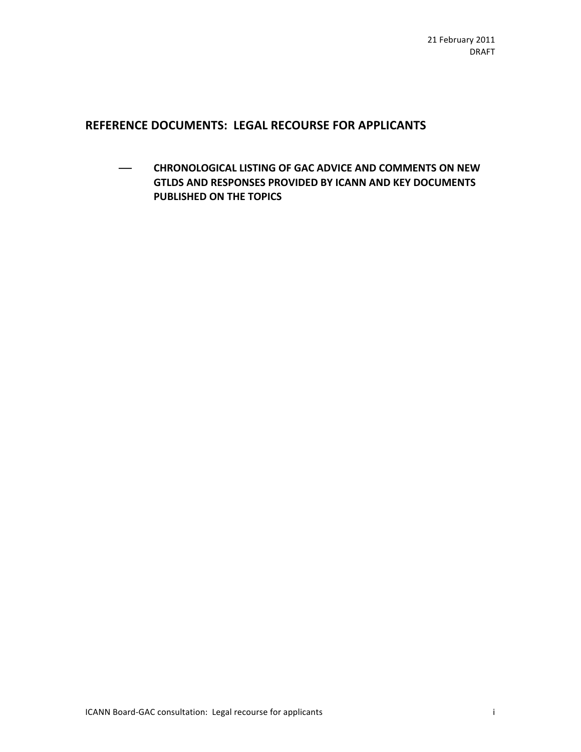21 February 2011
DRAFT

## REFERENCE DOCUMENTS: LEGAL RECOURSE FOR APPLICANTS

— **CHRONOLOGICAL LISTING OF GAC ADVICE AND COMMENTS ON NEW GTLDS AND RESPONSES PROVIDED BY ICANN AND KEY DOCUMENTS PUBLISHED ON THE TOPICS**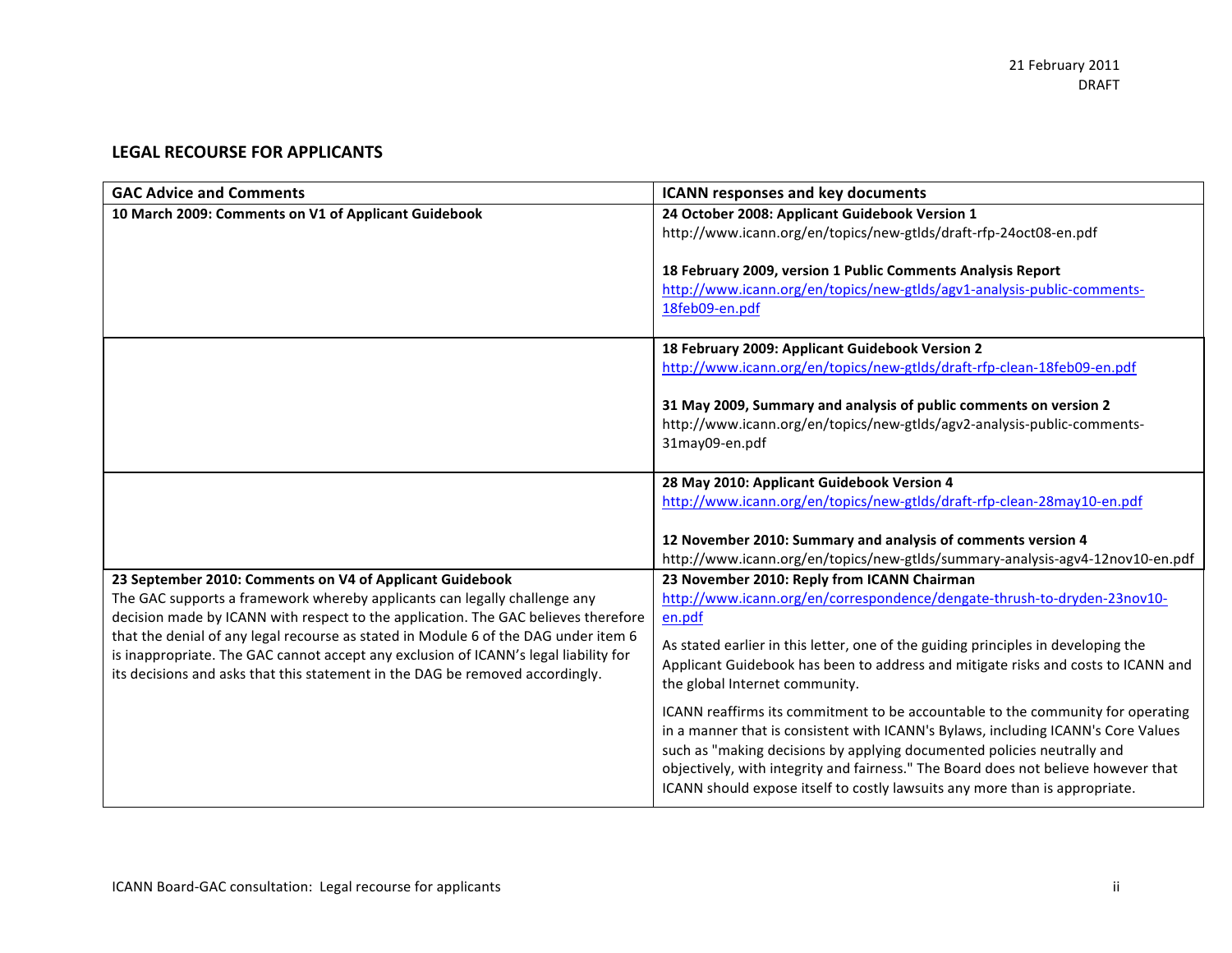21 February 2011
DRAFT

## LEGAL RECOURSE FOR APPLICANTS

| GAC Advice and Comments | ICANN responses and key documents |
|---|---|
| **10 March 2009: Comments on V1 of Applicant Guidebook** | **24 October 2008: Applicant Guidebook Version 1**<br>http://www.icann.org/en/topics/new-gtlds/draft-rfp-24oct08-en.pdf<br><br>**18 February 2009, version 1 Public Comments Analysis Report**<br>http://www.icann.org/en/topics/new-gtlds/agv1-analysis-public-comments-18feb09-en.pdf |
| | **18 February 2009: Applicant Guidebook Version 2**<br>http://www.icann.org/en/topics/new-gtlds/draft-rfp-clean-18feb09-en.pdf<br><br>**31 May 2009, Summary and analysis of public comments on version 2**<br>http://www.icann.org/en/topics/new-gtlds/agv2-analysis-public-comments-31may09-en.pdf |
| | **28 May 2010: Applicant Guidebook Version 4**<br>http://www.icann.org/en/topics/new-gtlds/draft-rfp-clean-28may10-en.pdf<br><br>**12 November 2010: Summary and analysis of comments version 4**<br>http://www.icann.org/en/topics/new-gtlds/summary-analysis-agv4-12nov10-en.pdf |
| **23 September 2010: Comments on V4 of Applicant Guidebook**<br>The GAC supports a framework whereby applicants can legally challenge any decision made by ICANN with respect to the application. The GAC believes therefore that the denial of any legal recourse as stated in Module 6 of the DAG under item 6 is inappropriate. The GAC cannot accept any exclusion of ICANN's legal liability for its decisions and asks that this statement in the DAG be removed accordingly. | **23 November 2010: Reply from ICANN Chairman**<br>http://www.icann.org/en/correspondence/dengate-thrush-to-dryden-23nov10-en.pdf<br><br>As stated earlier in this letter, one of the guiding principles in developing the Applicant Guidebook has been to address and mitigate risks and costs to ICANN and the global Internet community.<br><br>ICANN reaffirms its commitment to be accountable to the community for operating in a manner that is consistent with ICANN's Bylaws, including ICANN's Core Values such as "making decisions by applying documented policies neutrally and objectively, with integrity and fairness." The Board does not believe however that ICANN should expose itself to costly lawsuits any more than is appropriate. |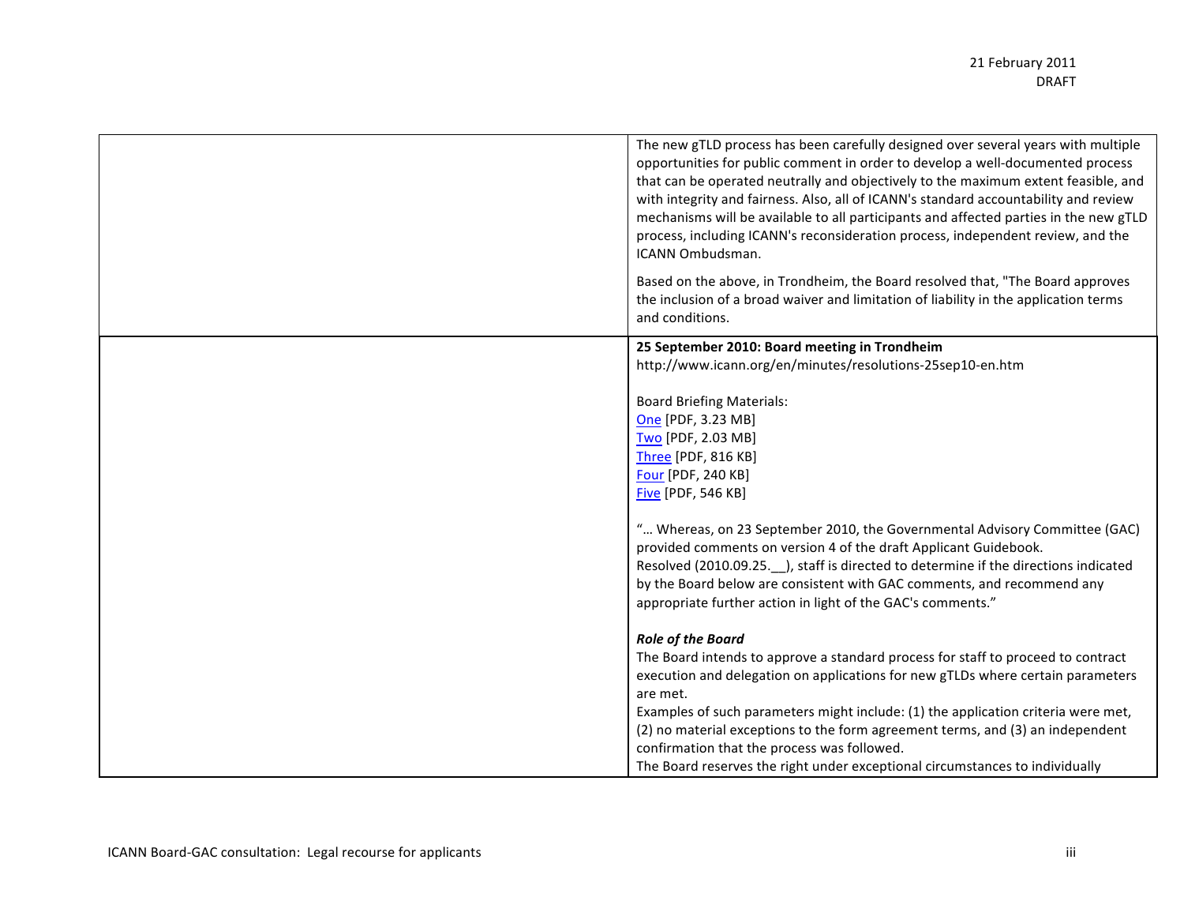| | |
|---|---|
| | The new gTLD process has been carefully designed over several years with multiple opportunities for public comment in order to develop a well-documented process that can be operated neutrally and objectively to the maximum extent feasible, and with integrity and fairness. Also, all of ICANN's standard accountability and review mechanisms will be available to all participants and affected parties in the new gTLD process, including ICANN's reconsideration process, independent review, and the ICANN Ombudsman.<br><br>Based on the above, in Trondheim, the Board resolved that, "The Board approves the inclusion of a broad waiver and limitation of liability in the application terms and conditions. |
| | **25 September 2010: Board meeting in Trondheim**<br>http://www.icann.org/en/minutes/resolutions-25sep10-en.htm<br><br>Board Briefing Materials:<br>One [PDF, 3.23 MB]<br>Two [PDF, 2.03 MB]<br>Three [PDF, 816 KB]<br>Four [PDF, 240 KB]<br>Five [PDF, 546 KB]<br><br>"… Whereas, on 23 September 2010, the Governmental Advisory Committee (GAC) provided comments on version 4 of the draft Applicant Guidebook.<br>Resolved (2010.09.25.__), staff is directed to determine if the directions indicated by the Board below are consistent with GAC comments, and recommend any appropriate further action in light of the GAC's comments."<br><br>***Role of the Board***<br>The Board intends to approve a standard process for staff to proceed to contract execution and delegation on applications for new gTLDs where certain parameters are met.<br>Examples of such parameters might include: (1) the application criteria were met, (2) no material exceptions to the form agreement terms, and (3) an independent confirmation that the process was followed.<br>The Board reserves the right under exceptional circumstances to individually |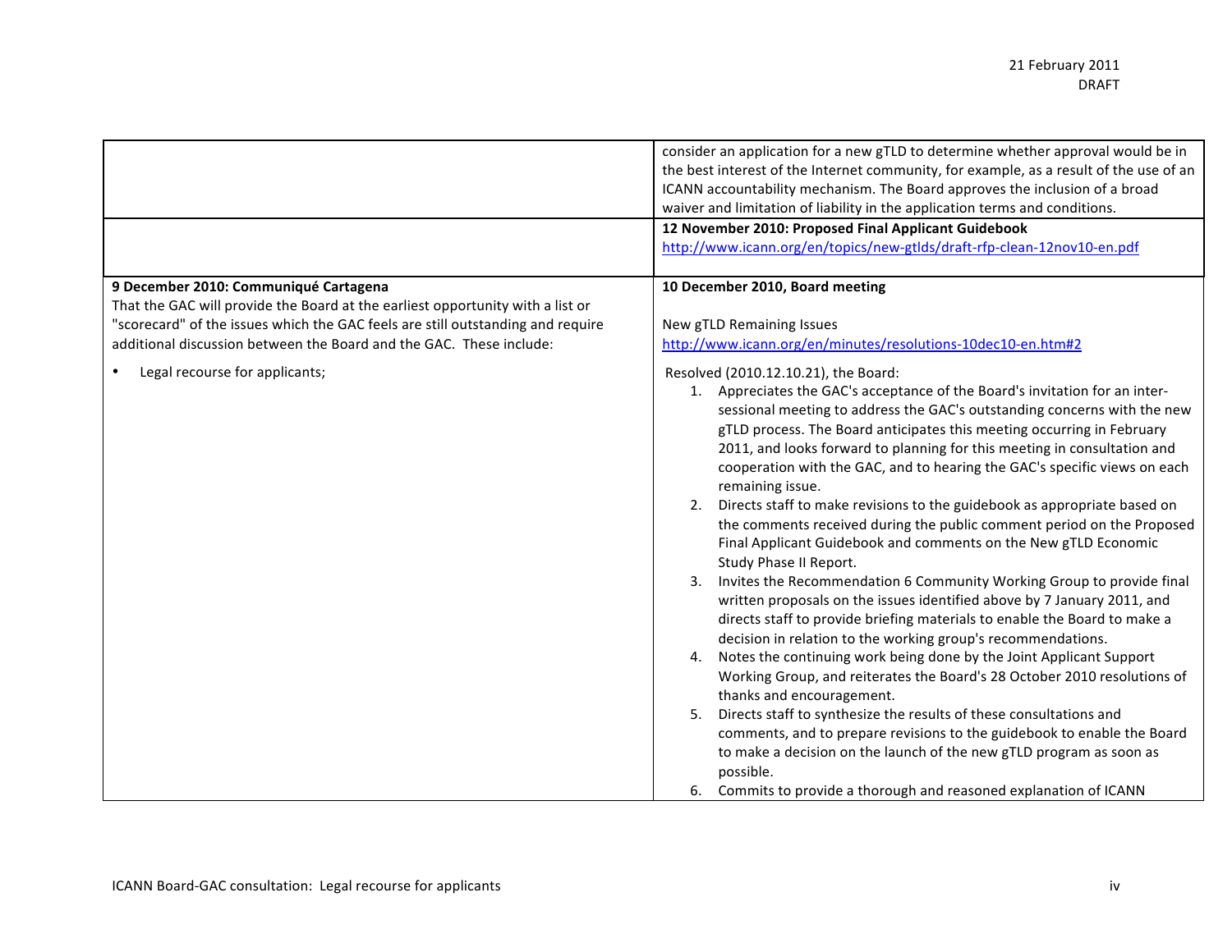| | |
|---|---|
| | consider an application for a new gTLD to determine whether approval would be in the best interest of the Internet community, for example, as a result of the use of an ICANN accountability mechanism. The Board approves the inclusion of a broad waiver and limitation of liability in the application terms and conditions. |
| | **12 November 2010: Proposed Final Applicant Guidebook**<br>http://www.icann.org/en/topics/new-gtlds/draft-rfp-clean-12nov10-en.pdf |
| **9 December 2010: Communiqué Cartagena**<br>That the GAC will provide the Board at the earliest opportunity with a list or "scorecard" of the issues which the GAC feels are still outstanding and require additional discussion between the Board and the GAC. These include:<br><br>• Legal recourse for applicants; | **10 December 2010, Board meeting**<br><br>New gTLD Remaining Issues<br>http://www.icann.org/en/minutes/resolutions-10dec10-en.htm#2<br><br>Resolved (2010.12.10.21), the Board:<br>1. Appreciates the GAC's acceptance of the Board's invitation for an inter-sessional meeting to address the GAC's outstanding concerns with the new gTLD process. The Board anticipates this meeting occurring in February 2011, and looks forward to planning for this meeting in consultation and cooperation with the GAC, and to hearing the GAC's specific views on each remaining issue.<br>2. Directs staff to make revisions to the guidebook as appropriate based on the comments received during the public comment period on the Proposed Final Applicant Guidebook and comments on the New gTLD Economic Study Phase II Report.<br>3. Invites the Recommendation 6 Community Working Group to provide final written proposals on the issues identified above by 7 January 2011, and directs staff to provide briefing materials to enable the Board to make a decision in relation to the working group's recommendations.<br>4. Notes the continuing work being done by the Joint Applicant Support Working Group, and reiterates the Board's 28 October 2010 resolutions of thanks and encouragement.<br>5. Directs staff to synthesize the results of these consultations and comments, and to prepare revisions to the guidebook to enable the Board to make a decision on the launch of the new gTLD program as soon as possible.<br>6. Commits to provide a thorough and reasoned explanation of ICANN |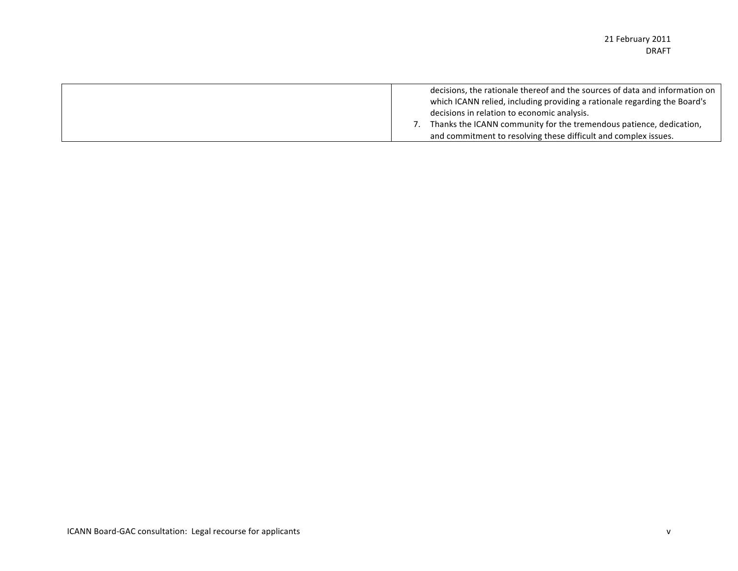| | |
|---|---|
| | decisions, the rationale thereof and the sources of data and information on which ICANN relied, including providing a rationale regarding the Board's decisions in relation to economic analysis.<br>7. Thanks the ICANN community for the tremendous patience, dedication, and commitment to resolving these difficult and complex issues. |